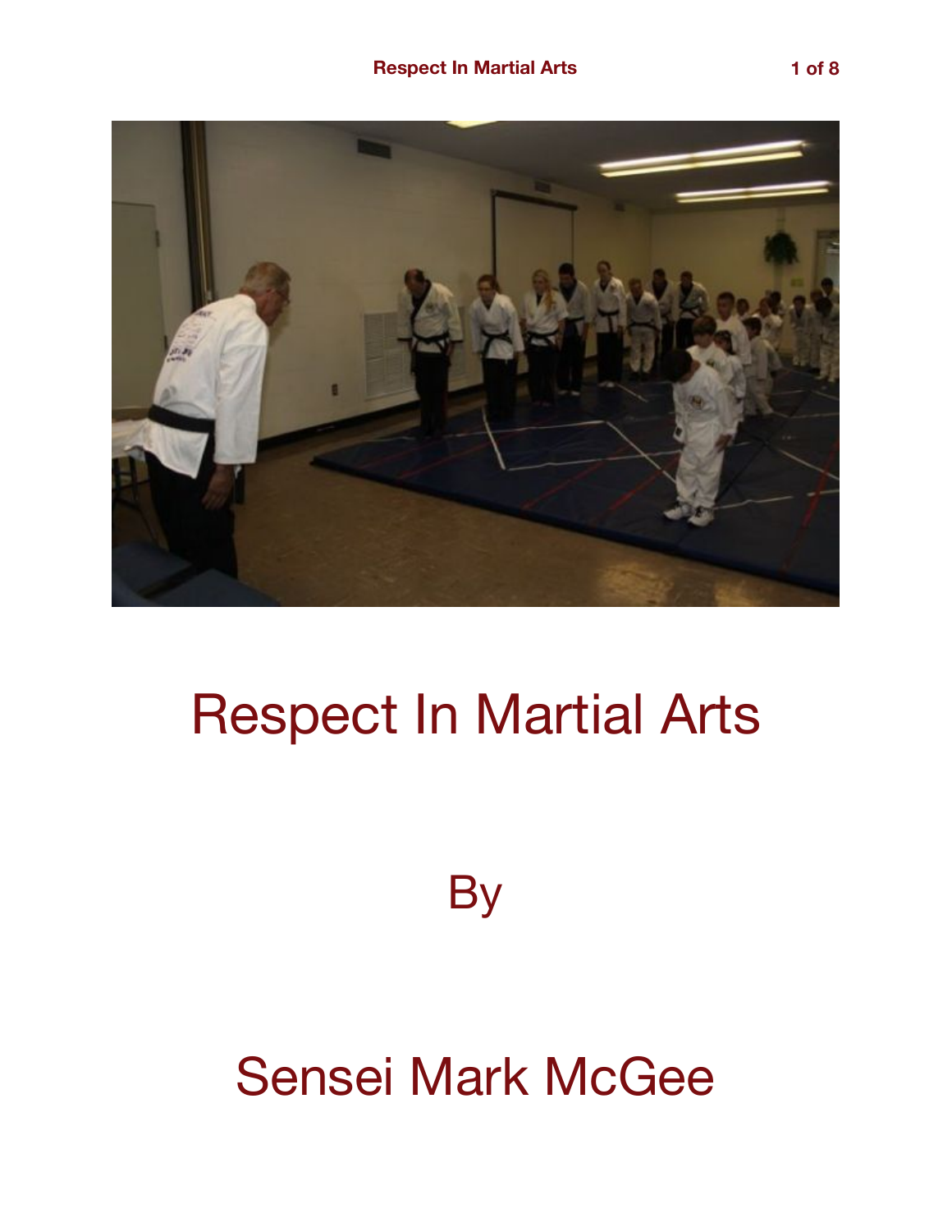# Respect In Martial Arts

By

Sensei Mark McGee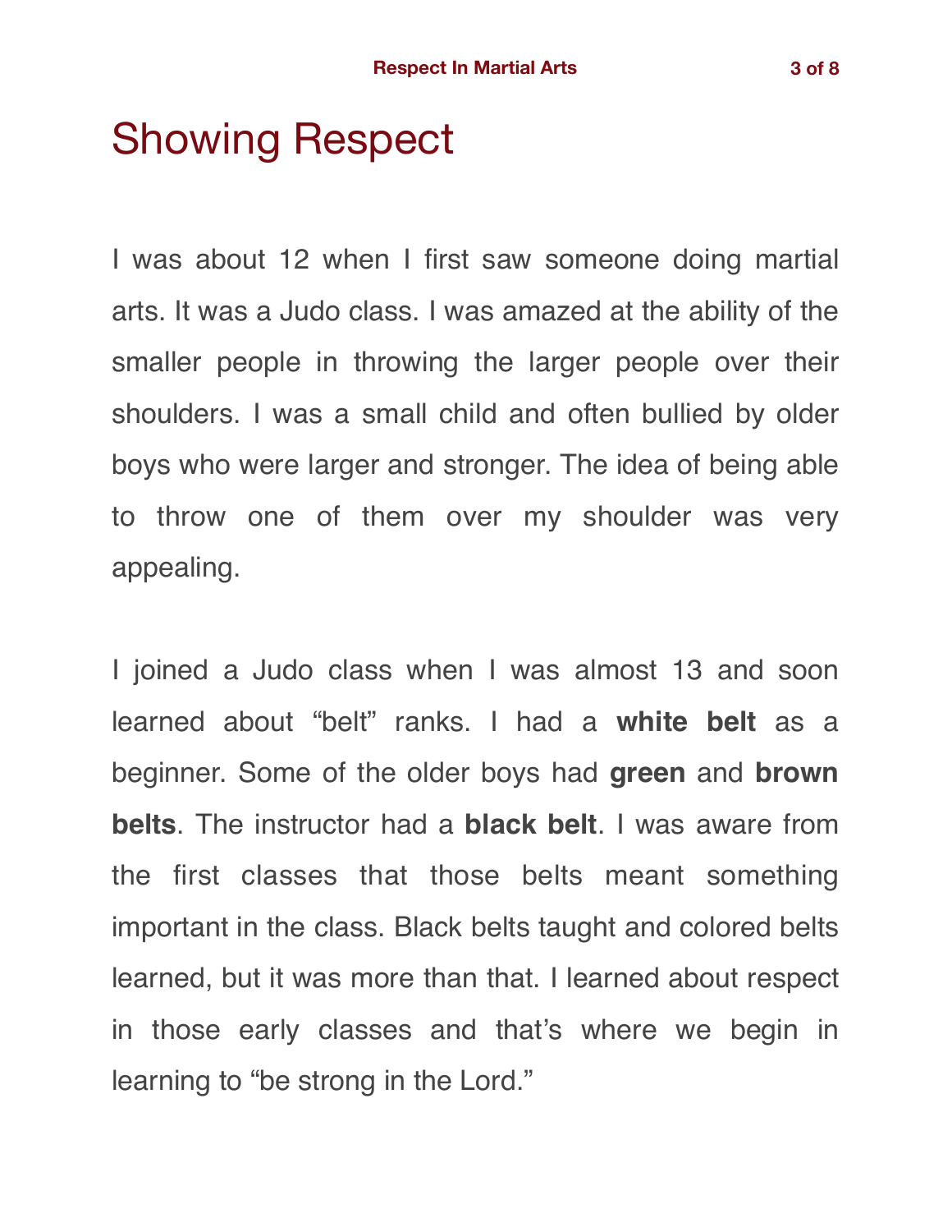# Showing Respect

I was about 12 when I first saw someone doing martial arts. It was a Judo class. I was amazed at the ability of the smaller people in throwing the larger people over their shoulders. I was a small child and often bullied by older boys who were larger and stronger. The idea of being able to throw one of them over my shoulder was very appealing.

I joined a Judo class when I was almost 13 and soon learned about "belt" ranks. I had a **white belt** as a beginner. Some of the older boys had **green** and **brown belts**. The instructor had a **black belt**. I was aware from the first classes that those belts meant something important in the class. Black belts taught and colored belts learned, but it was more than that. I learned about respect in those early classes and that's where we begin in learning to "be strong in the Lord."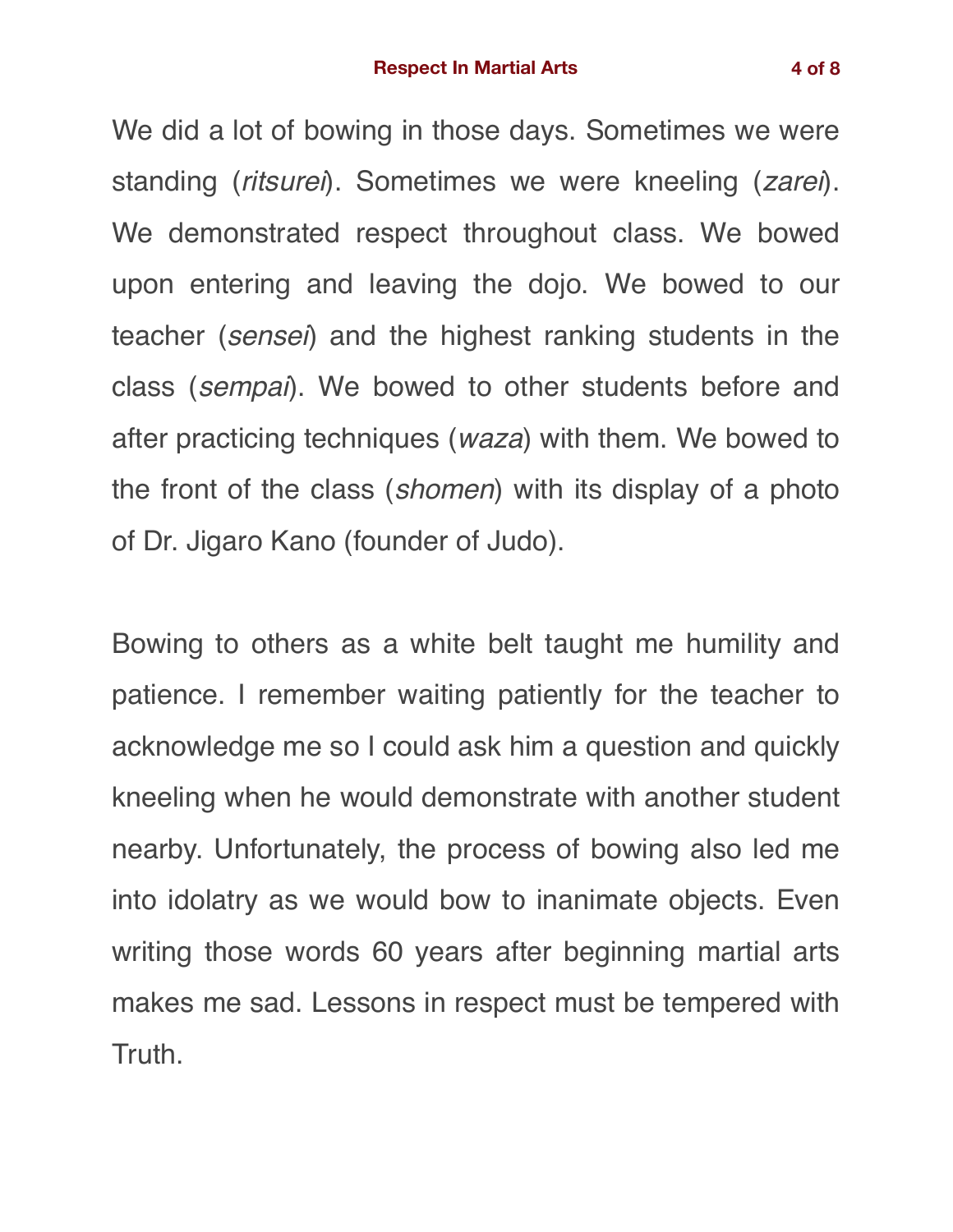We did a lot of bowing in those days. Sometimes we were standing (*ritsurei*). Sometimes we were kneeling (*zarei*). We demonstrated respect throughout class. We bowed upon entering and leaving the dojo. We bowed to our teacher (*sensei*) and the highest ranking students in the class (*sempai*). We bowed to other students before and after practicing techniques (*waza*) with them. We bowed to the front of the class (*shomen*) with its display of a photo of Dr. Jigaro Kano (founder of Judo).

Bowing to others as a white belt taught me humility and patience. I remember waiting patiently for the teacher to acknowledge me so I could ask him a question and quickly kneeling when he would demonstrate with another student nearby. Unfortunately, the process of bowing also led me into idolatry as we would bow to inanimate objects. Even writing those words 60 years after beginning martial arts makes me sad. Lessons in respect must be tempered with Truth.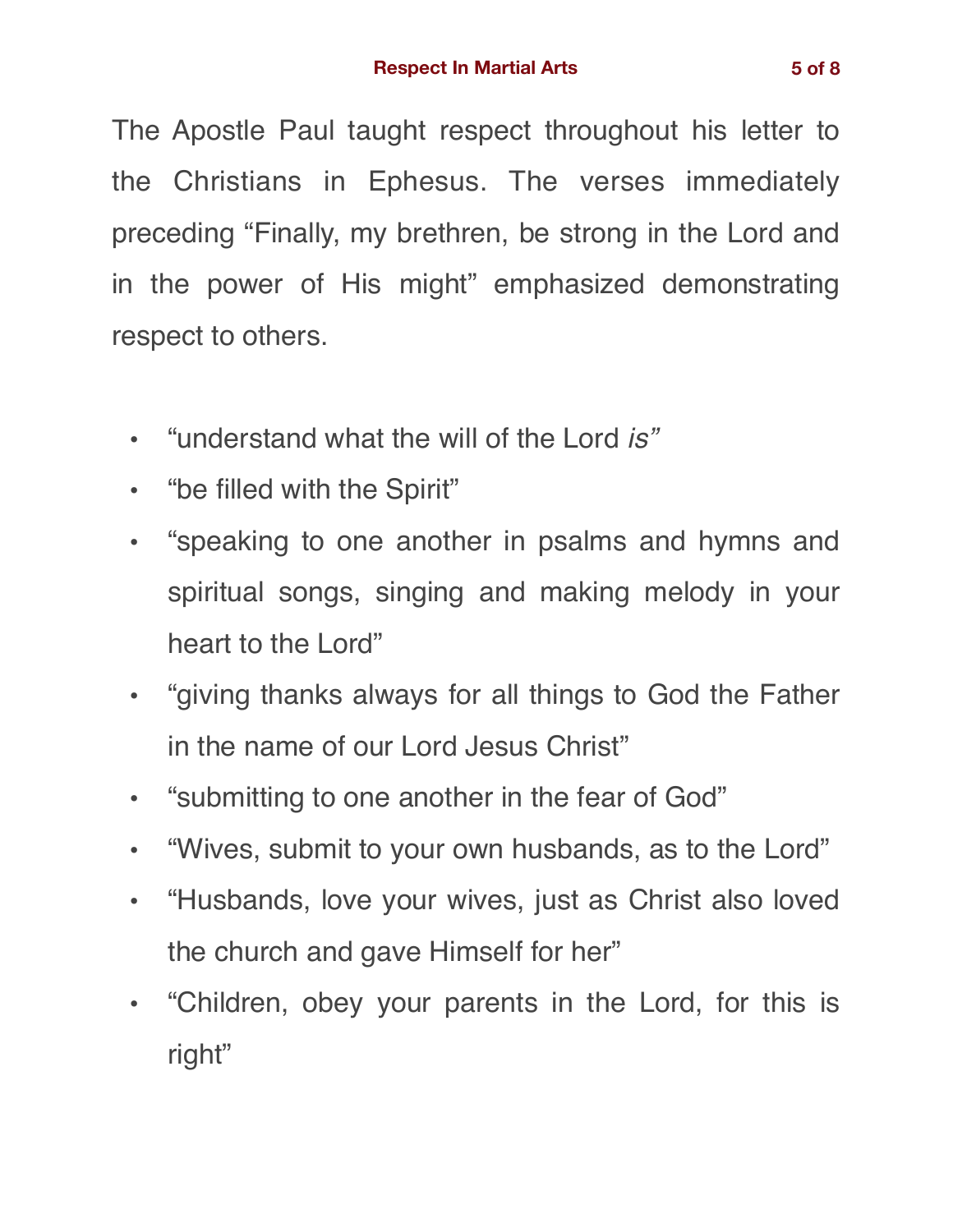The Apostle Paul taught respect throughout his letter to the Christians in Ephesus. The verses immediately preceding “Finally, my brethren, be strong in the Lord and in the power of His might” emphasized demonstrating respect to others.

- “understand what the will of the Lord *is”*
- “be filled with the Spirit”
- “speaking to one another in psalms and hymns and spiritual songs, singing and making melody in your heart to the Lord”
- “giving thanks always for all things to God the Father in the name of our Lord Jesus Christ”
- “submitting to one another in the fear of God”
- “Wives, submit to your own husbands, as to the Lord”
- “Husbands, love your wives, just as Christ also loved the church and gave Himself for her”
- “Children, obey your parents in the Lord, for this is right”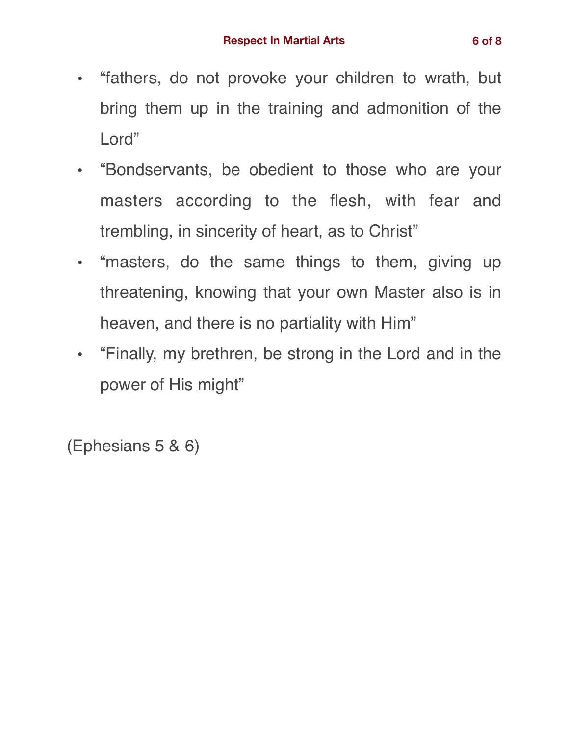- “fathers, do not provoke your children to wrath, but bring them up in the training and admonition of the Lord”
- “Bondservants, be obedient to those who are your masters according to the flesh, with fear and trembling, in sincerity of heart, as to Christ”
- “masters, do the same things to them, giving up threatening, knowing that your own Master also is in heaven, and there is no partiality with Him”
- “Finally, my brethren, be strong in the Lord and in the power of His might”

(Ephesians 5 & 6)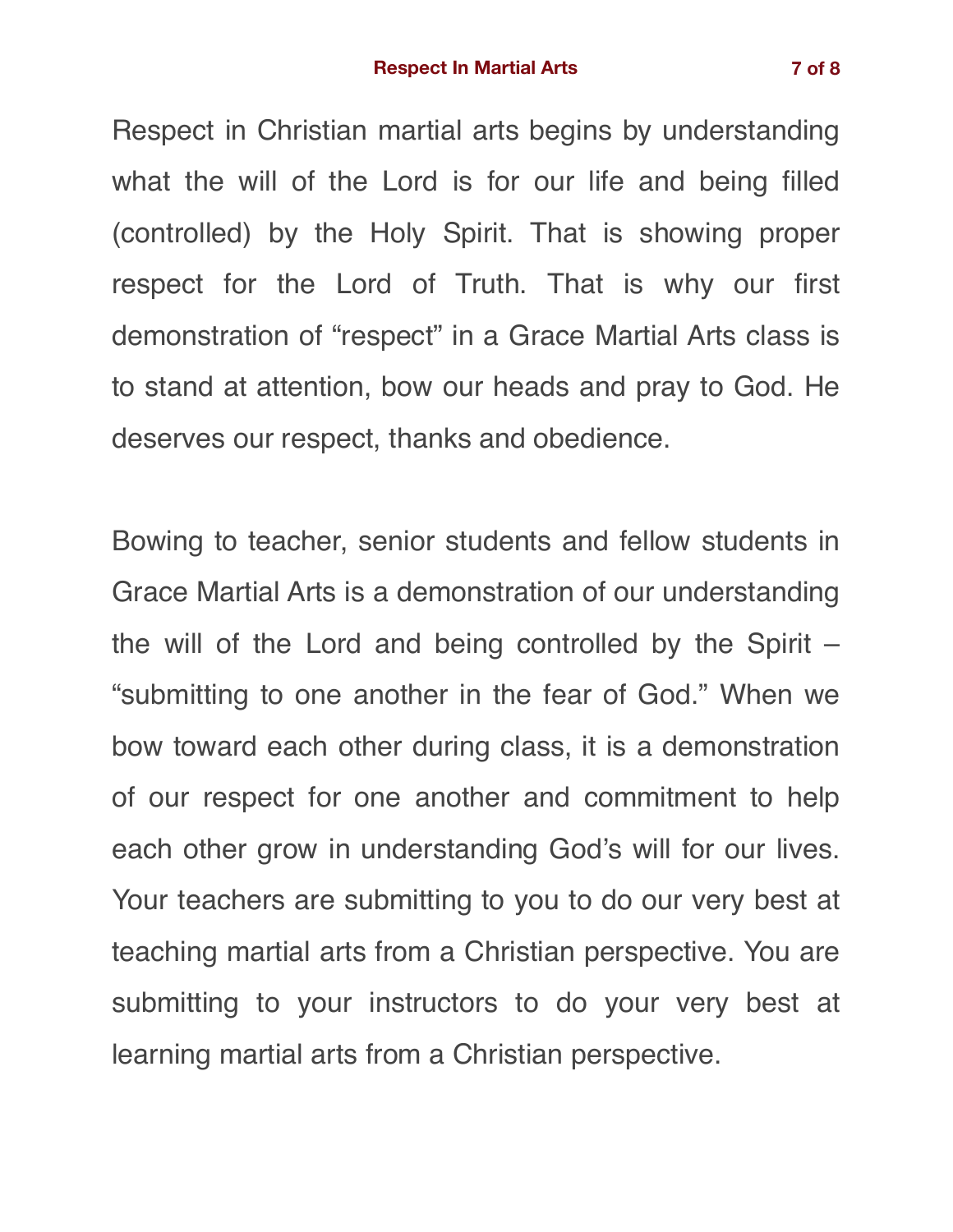Respect in Christian martial arts begins by understanding what the will of the Lord is for our life and being filled (controlled) by the Holy Spirit. That is showing proper respect for the Lord of Truth. That is why our first demonstration of "respect" in a Grace Martial Arts class is to stand at attention, bow our heads and pray to God. He deserves our respect, thanks and obedience.

Bowing to teacher, senior students and fellow students in Grace Martial Arts is a demonstration of our understanding the will of the Lord and being controlled by the Spirit – "submitting to one another in the fear of God." When we bow toward each other during class, it is a demonstration of our respect for one another and commitment to help each other grow in understanding God's will for our lives. Your teachers are submitting to you to do our very best at teaching martial arts from a Christian perspective. You are submitting to your instructors to do your very best at learning martial arts from a Christian perspective.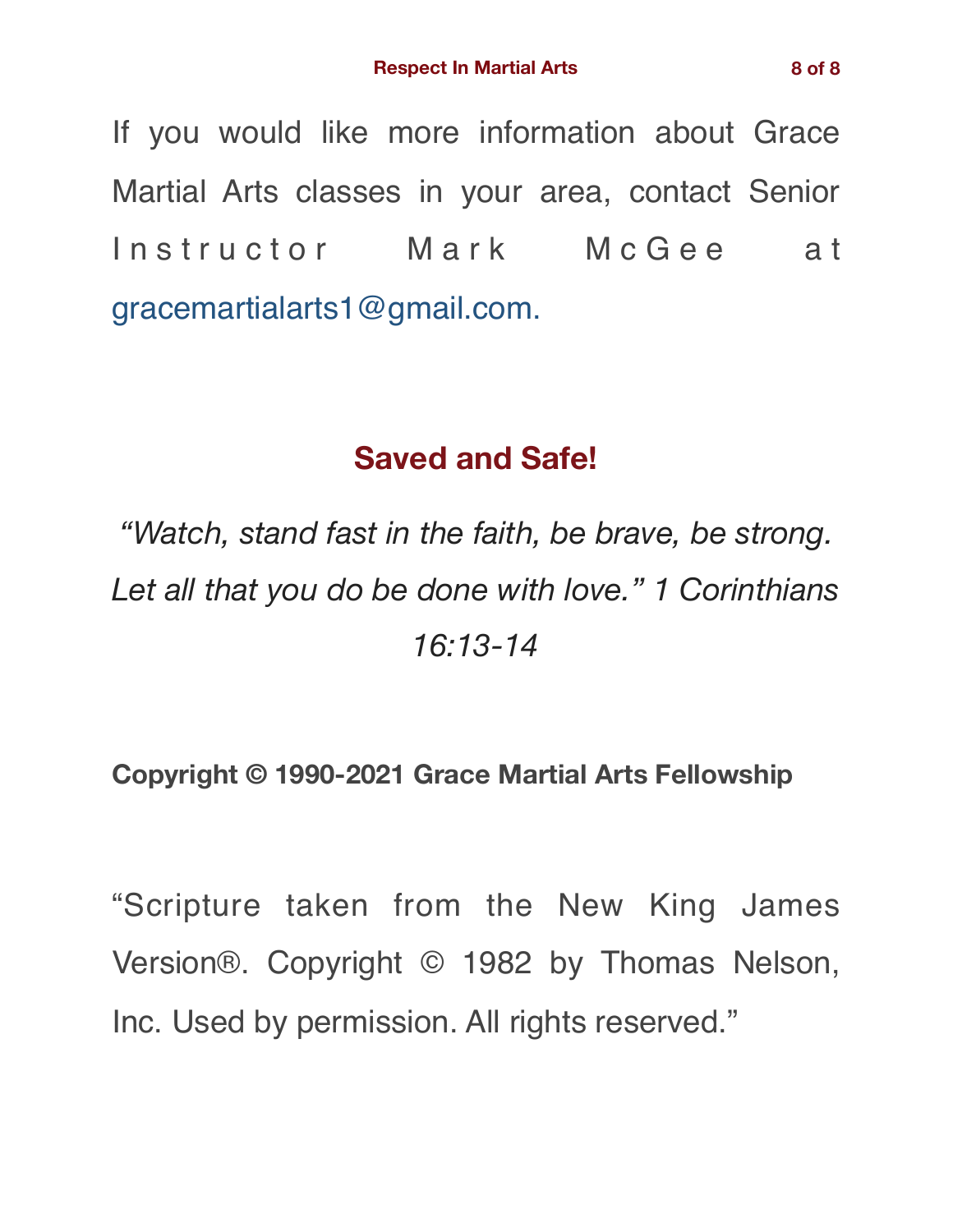If you would like more information about Grace Martial Arts classes in your area, contact Senior Instructor Mark McGee at gracemartialarts1@gmail.com.

## Saved and Safe!

*"Watch, stand fast in the faith, be brave, be strong. Let all that you do be done with love." 1 Corinthians 16:13-14*

**Copyright © 1990-2021 Grace Martial Arts Fellowship**

"Scripture taken from the New King James Version®. Copyright © 1982 by Thomas Nelson, Inc. Used by permission. All rights reserved."